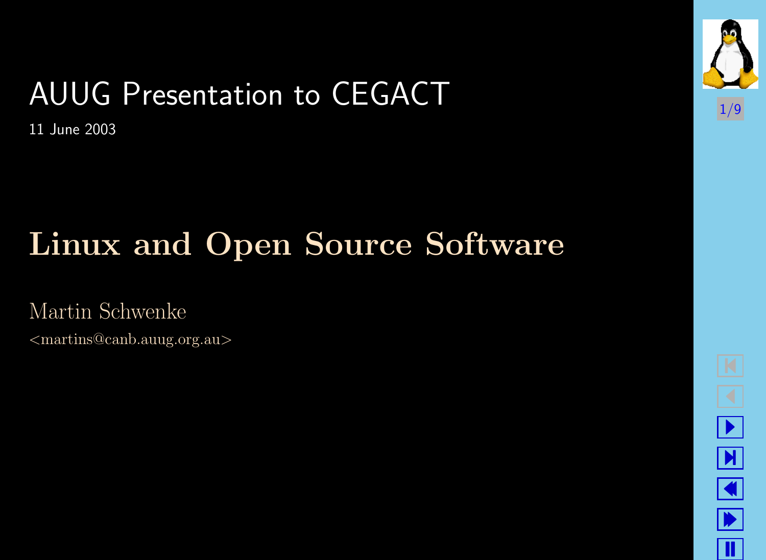AUUG Presentation to CEGACT

11 June 2003

# Linux and Open Source Software

Martin Schwenke

<martins@canb.auug.org.au>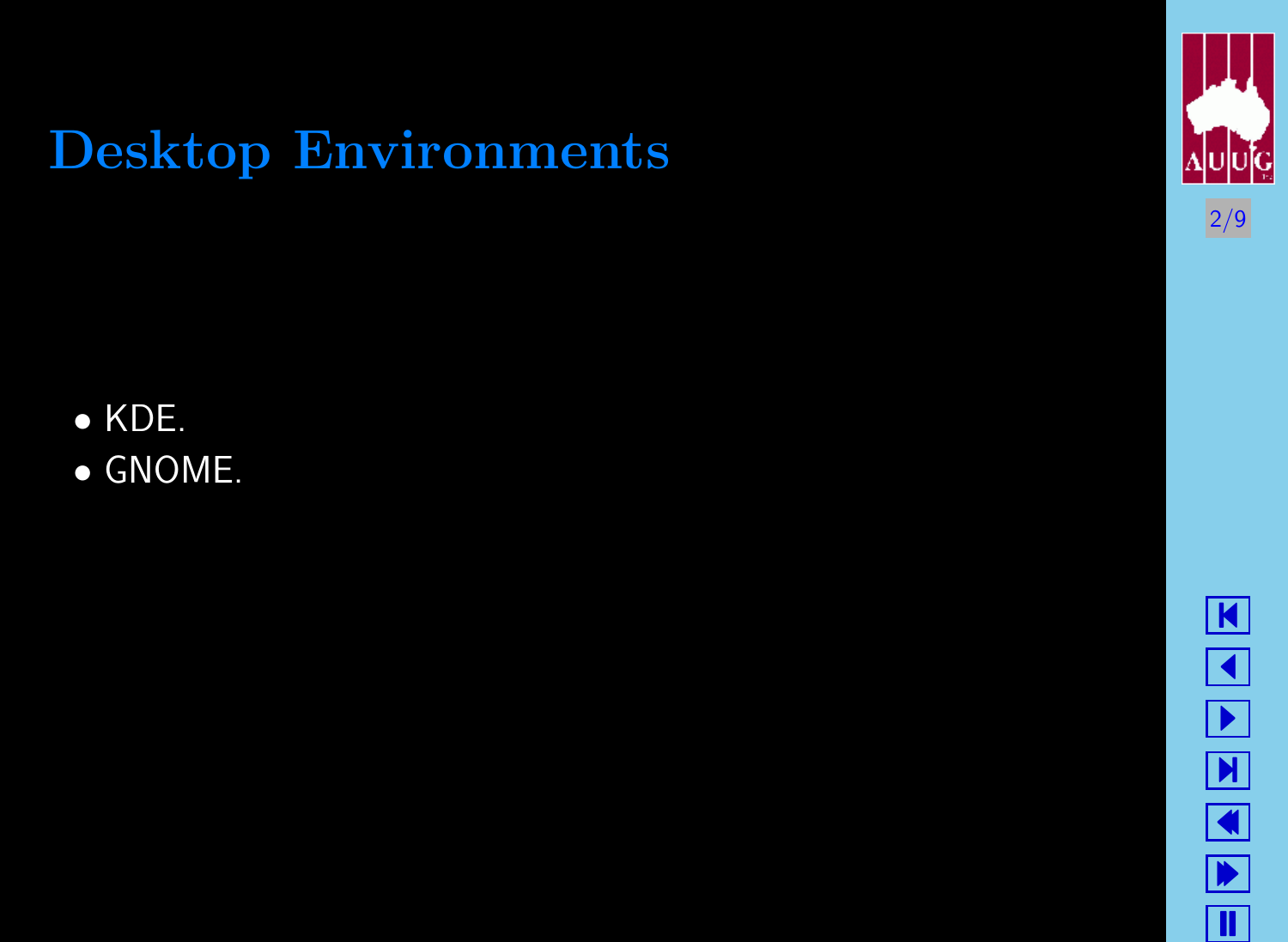# Desktop Environments

- KDE.
- GNOME.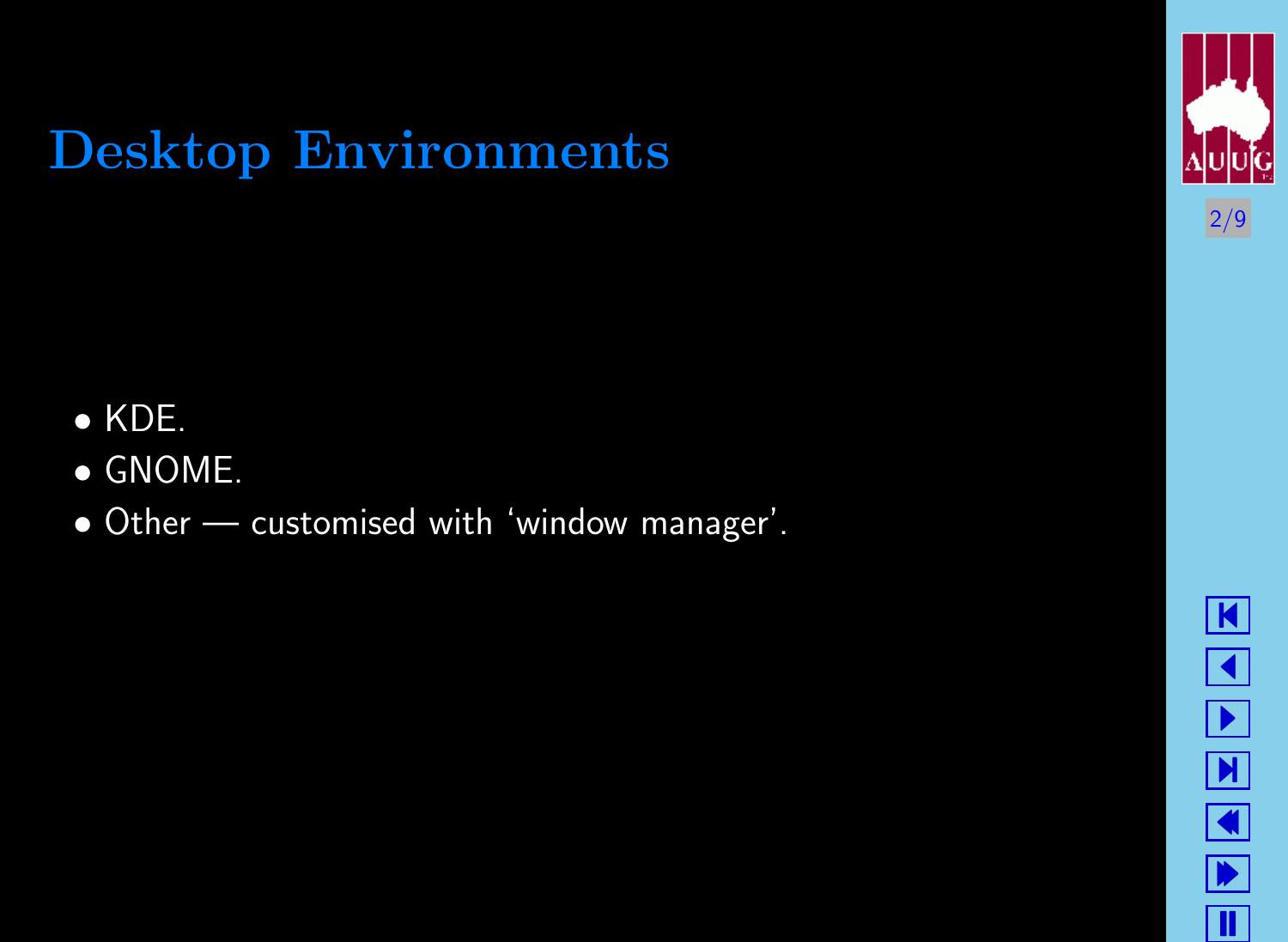# Desktop Environments

- KDE.
- GNOME.
- Other — customised with 'window manager'.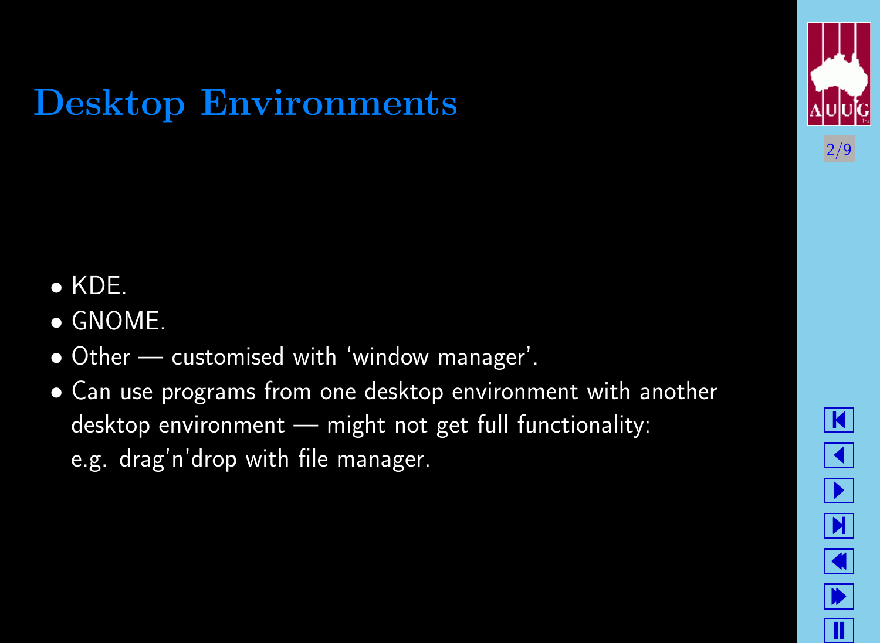# Desktop Environments

- KDE.
- GNOME.
- Other — customised with 'window manager'.
- Can use programs from one desktop environment with another desktop environment — might not get full functionality: e.g. drag'n'drop with file manager.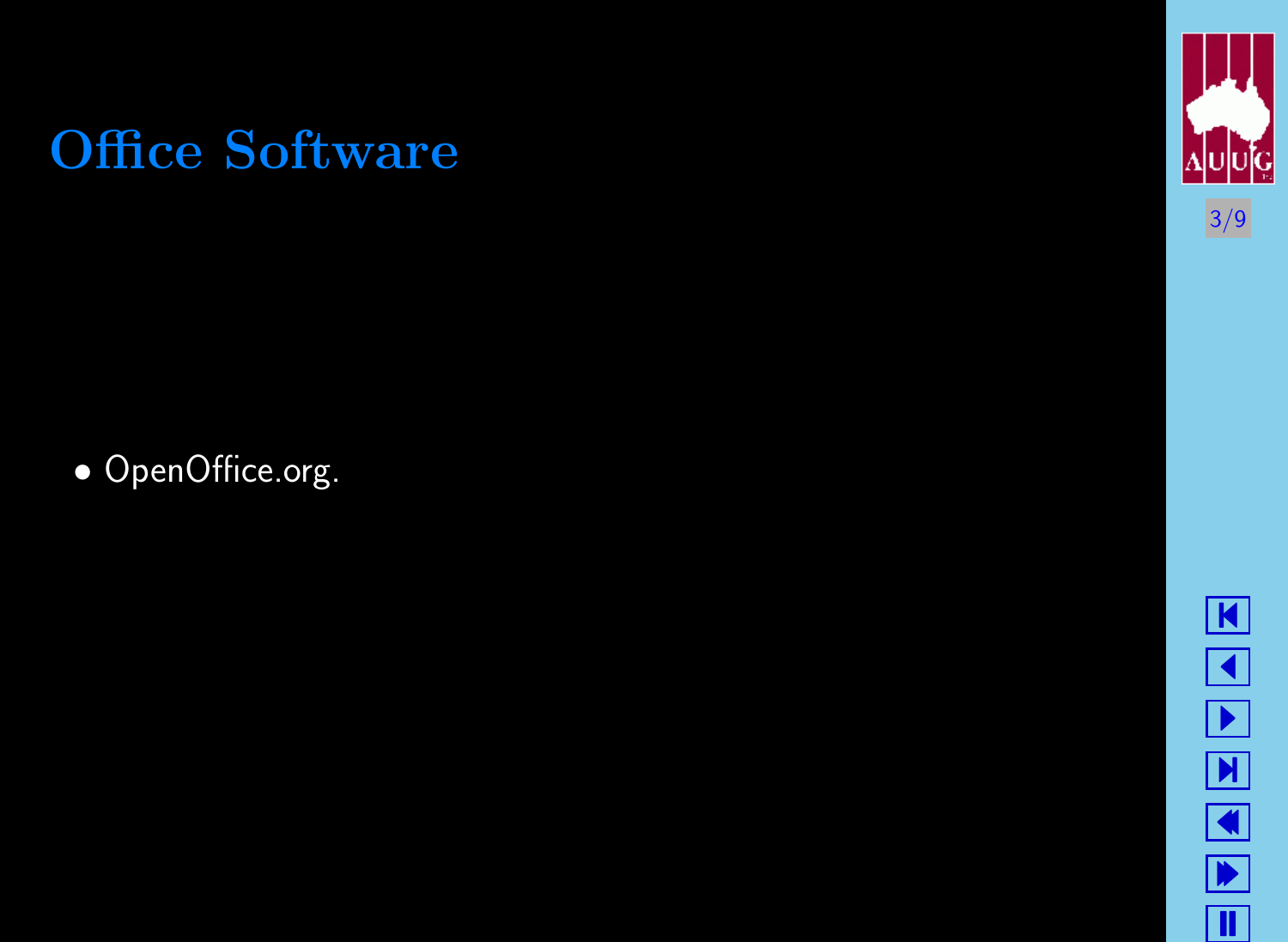# Office Software

- OpenOffice.org.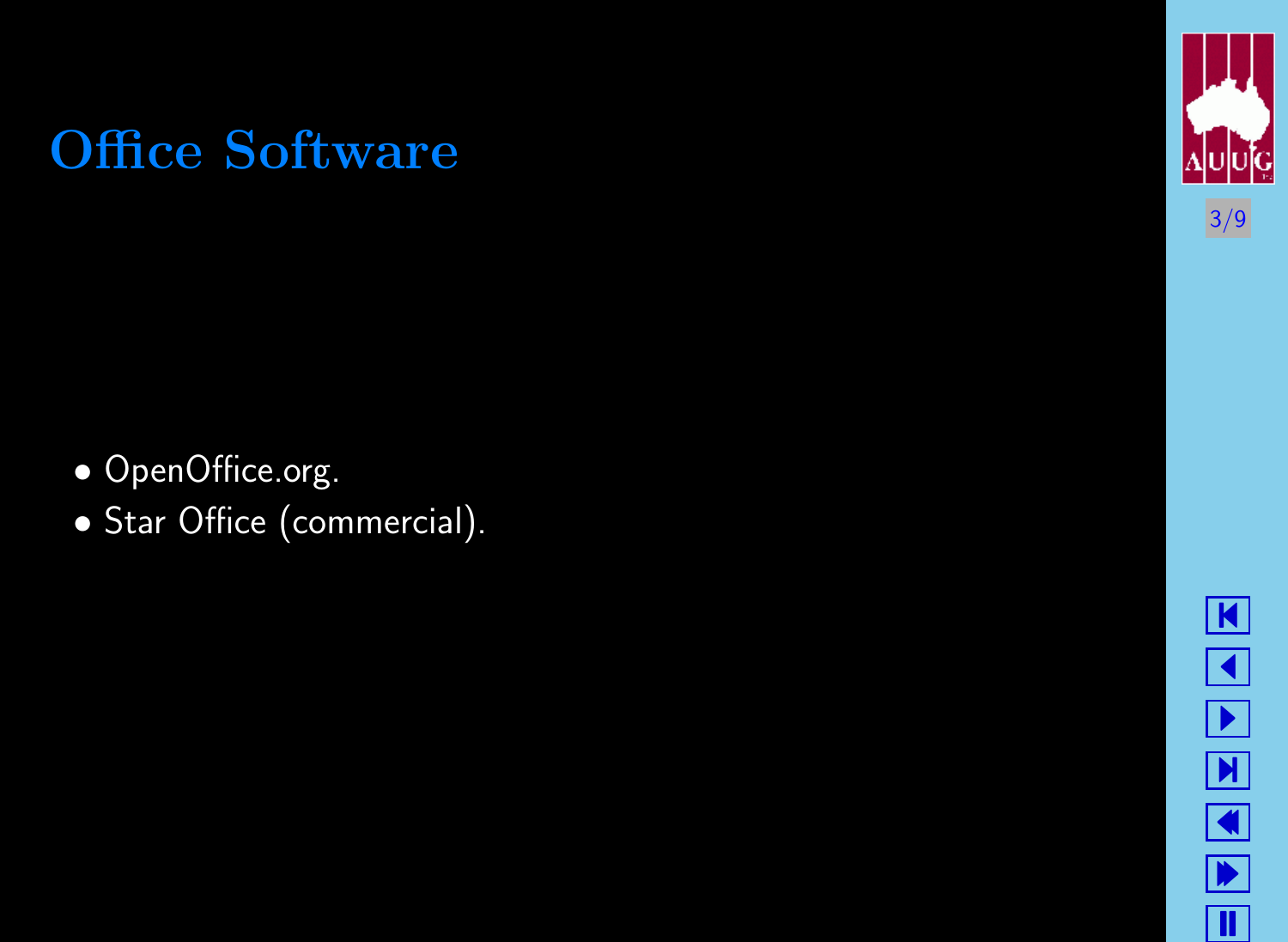# Office Software

- OpenOffice.org.
- Star Office (commercial).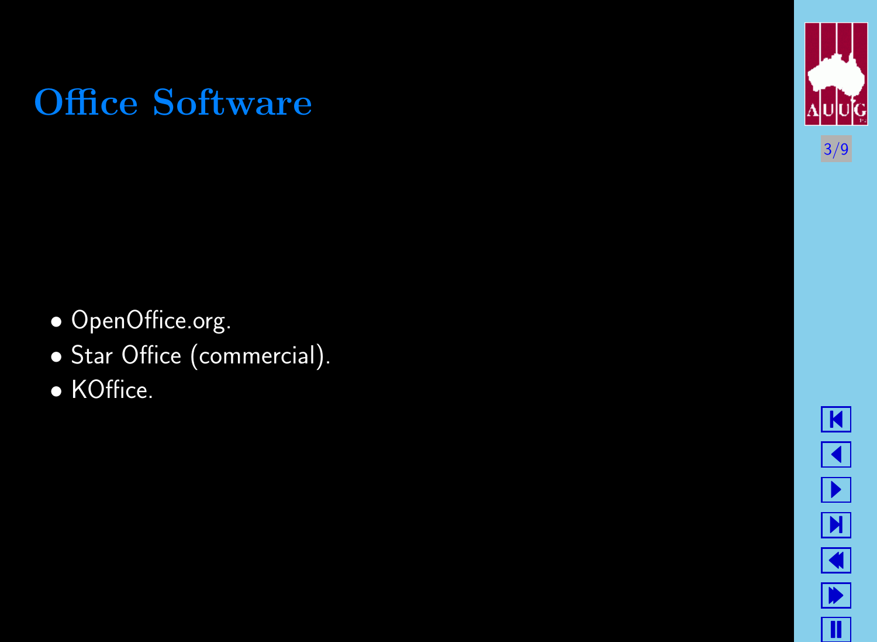# Office Software

- OpenOffice.org.
- Star Office (commercial).
- KOffice.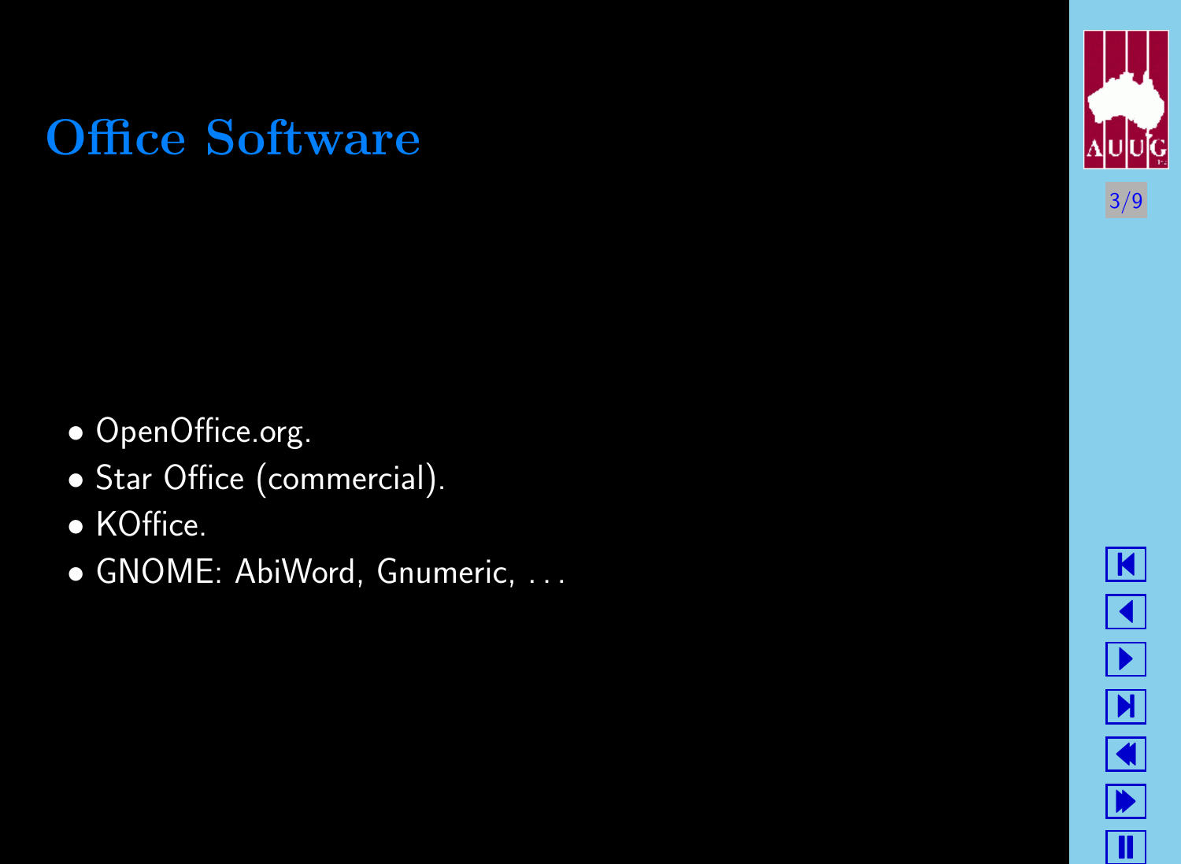# Office Software

- OpenOffice.org.
- Star Office (commercial).
- KOffice.
- GNOME: AbiWord, Gnumeric, . . .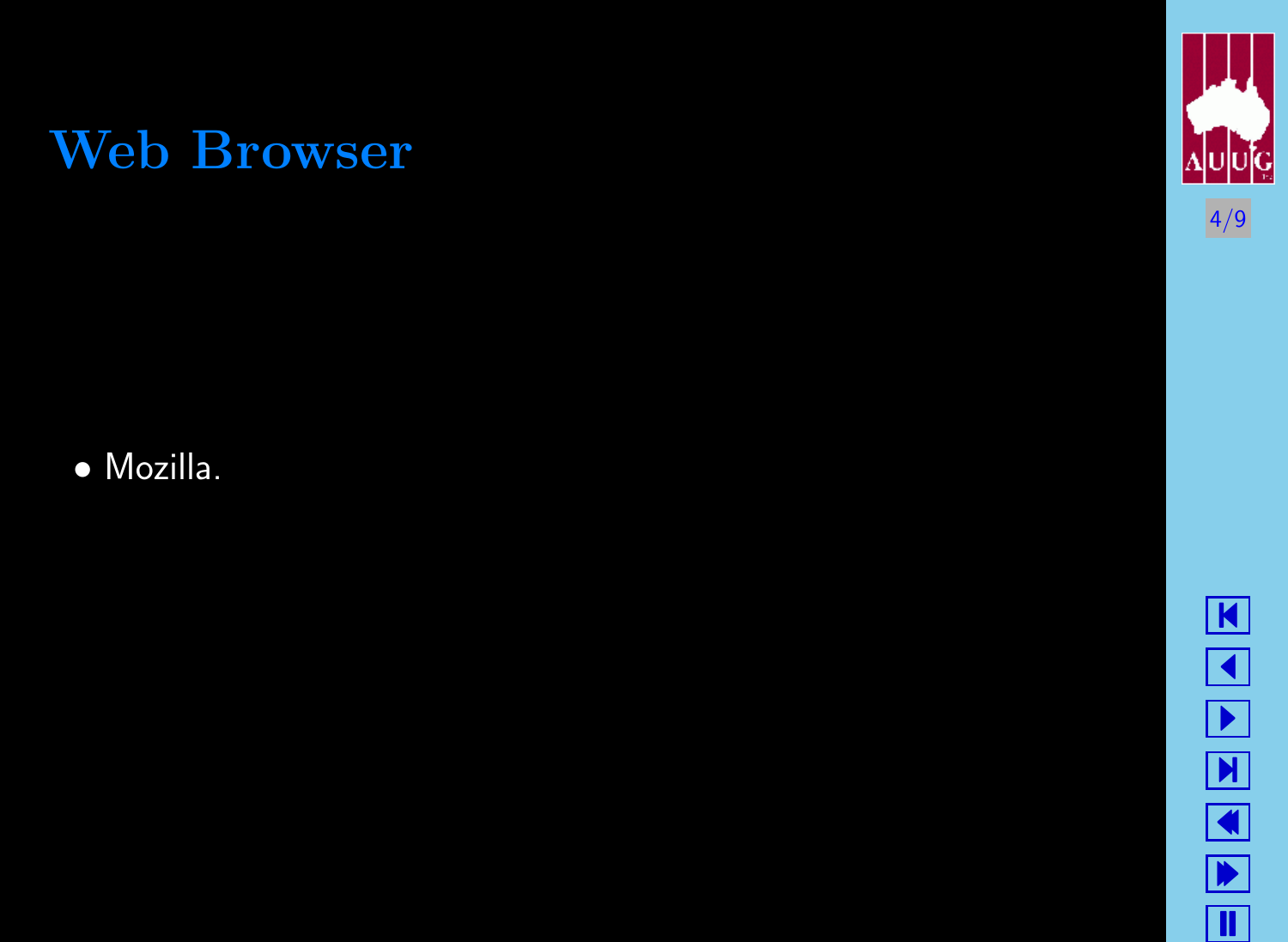# Web Browser

- Mozilla.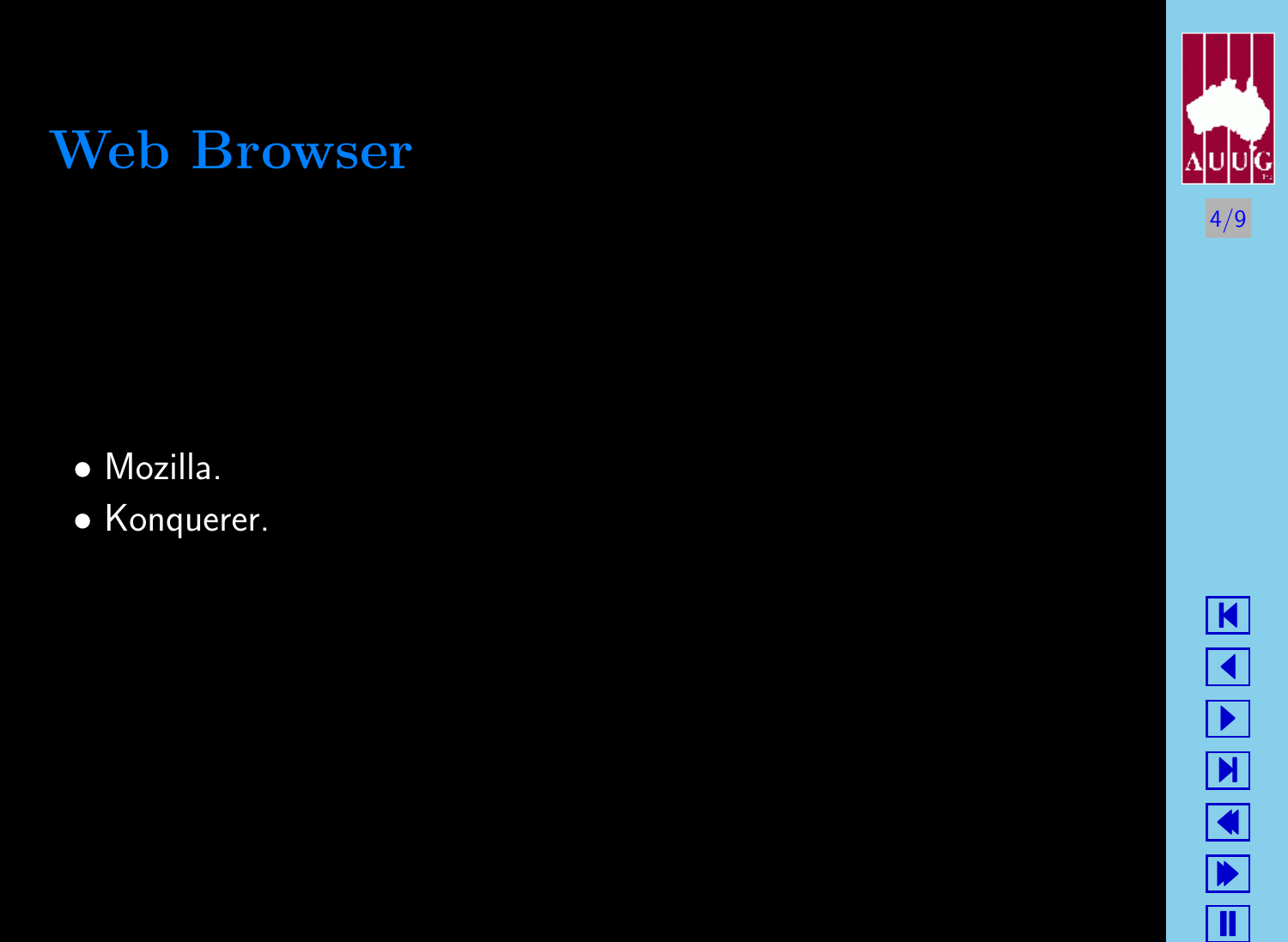# Web Browser

- Mozilla.
- Konquerer.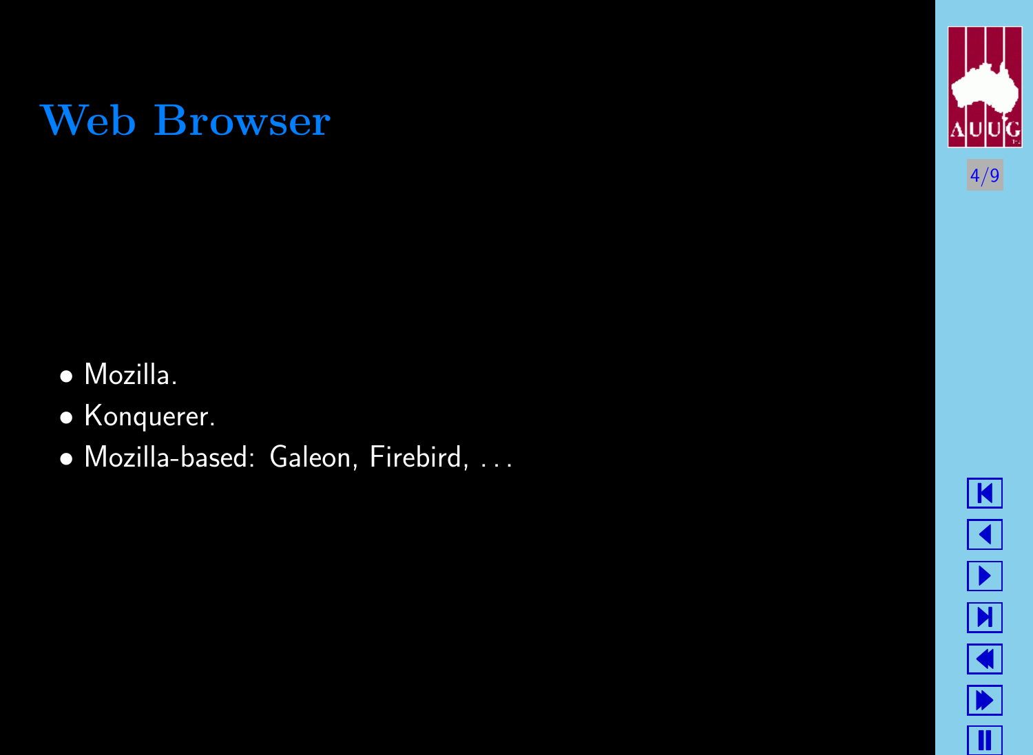# Web Browser

- Mozilla.
- Konquerer.
- Mozilla-based: Galeon, Firebird, . . .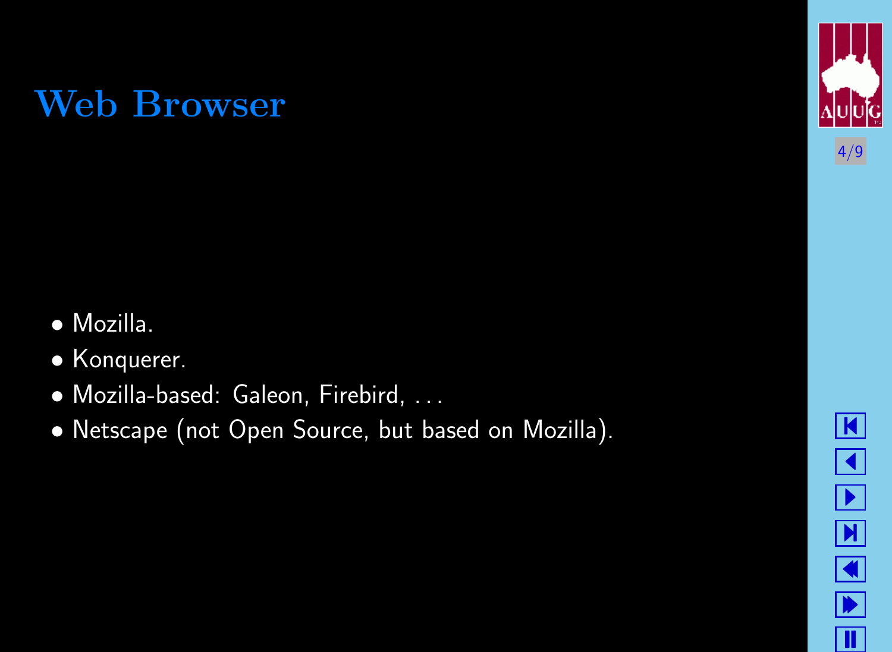# Web Browser

- Mozilla.
- Konquerer.
- Mozilla-based: Galeon, Firebird, . . .
- Netscape (not Open Source, but based on Mozilla).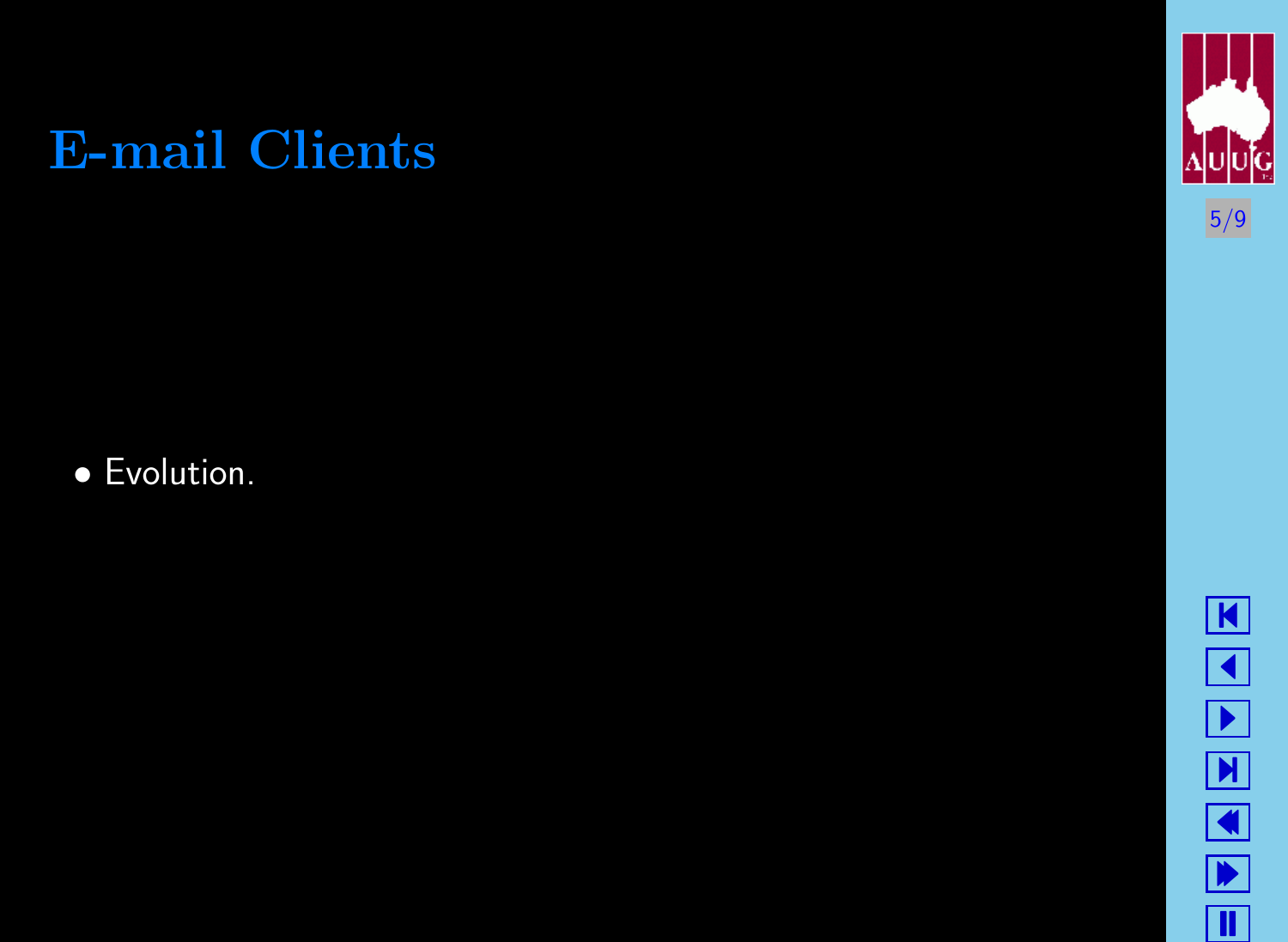# E-mail Clients

- Evolution.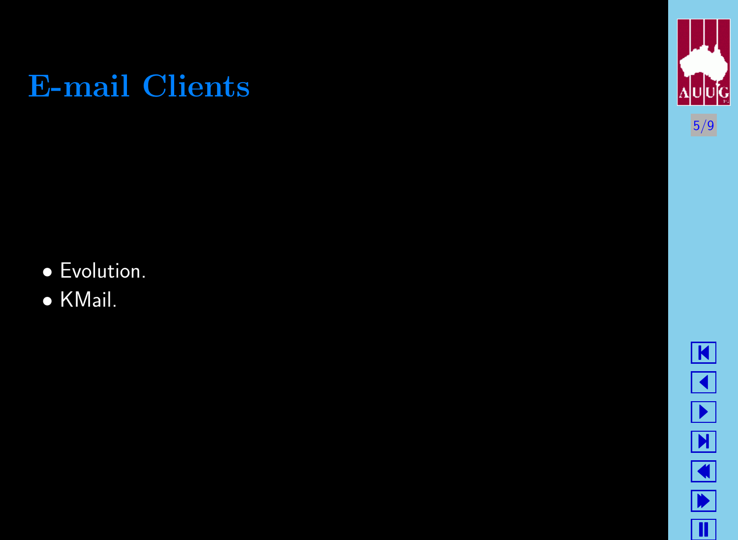# E-mail Clients

- Evolution.
- KMail.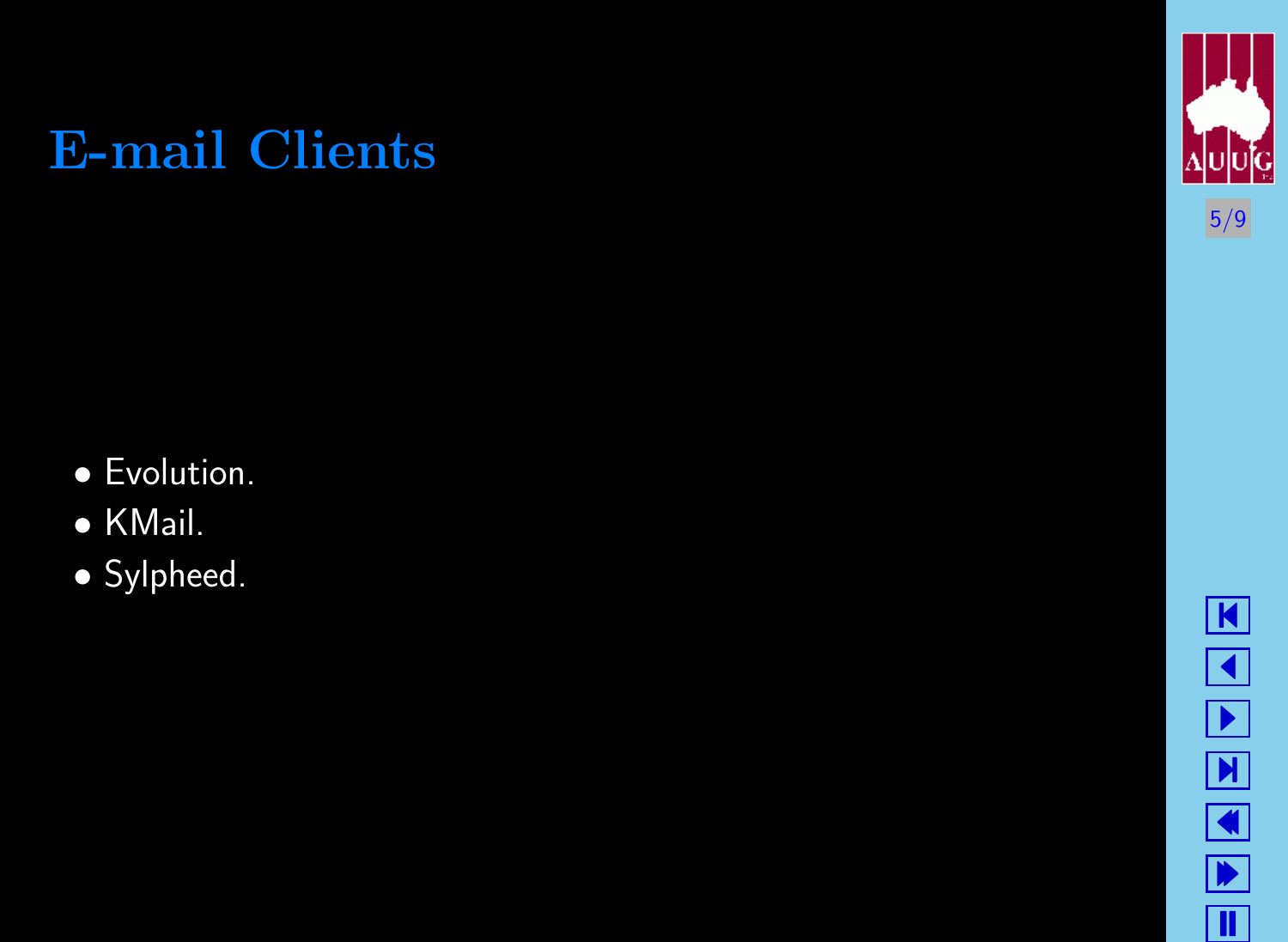# E-mail Clients

- Evolution.
- KMail.
- Sylpheed.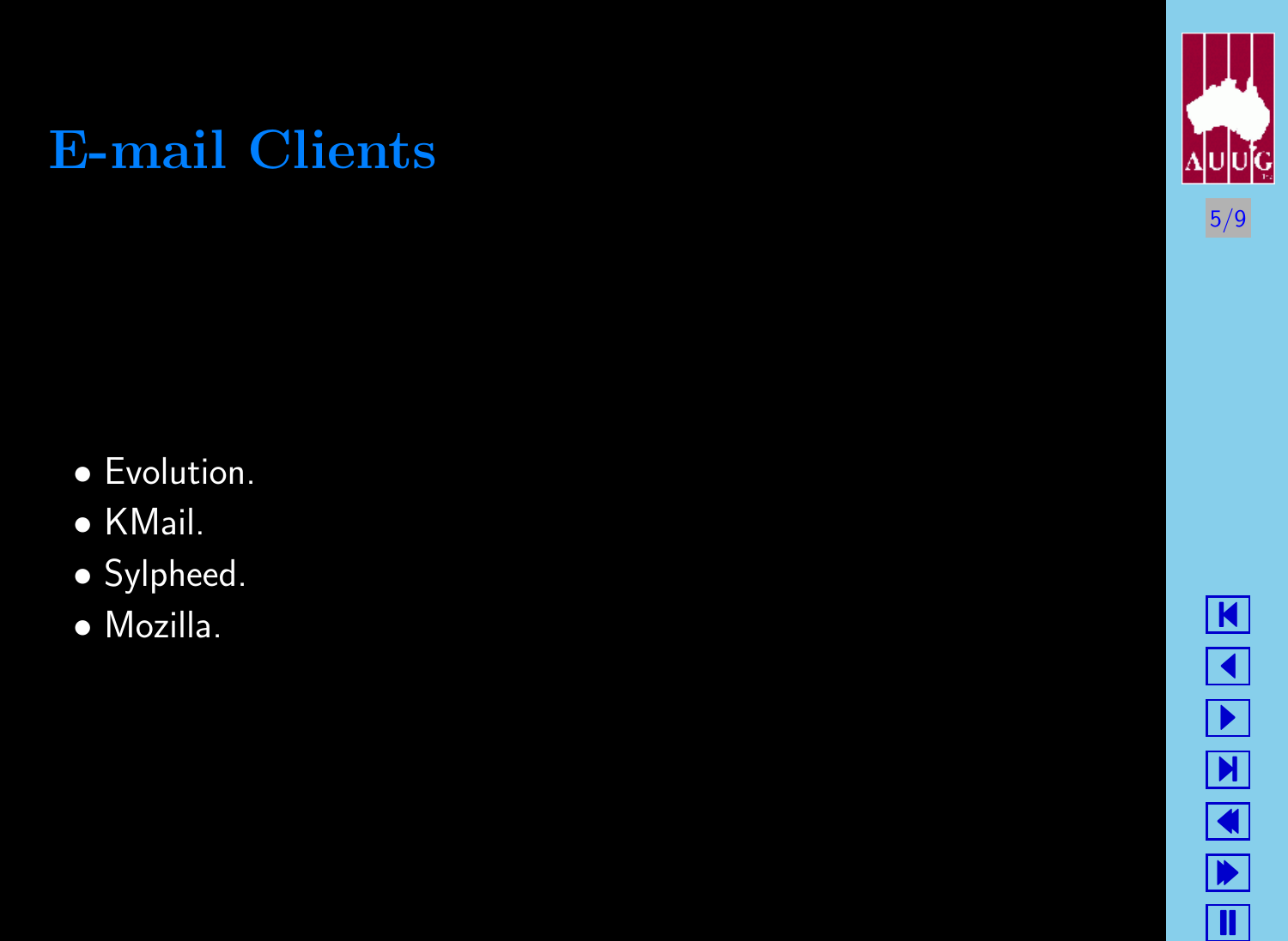# E-mail Clients

- Evolution.
- KMail.
- Sylpheed.
- Mozilla.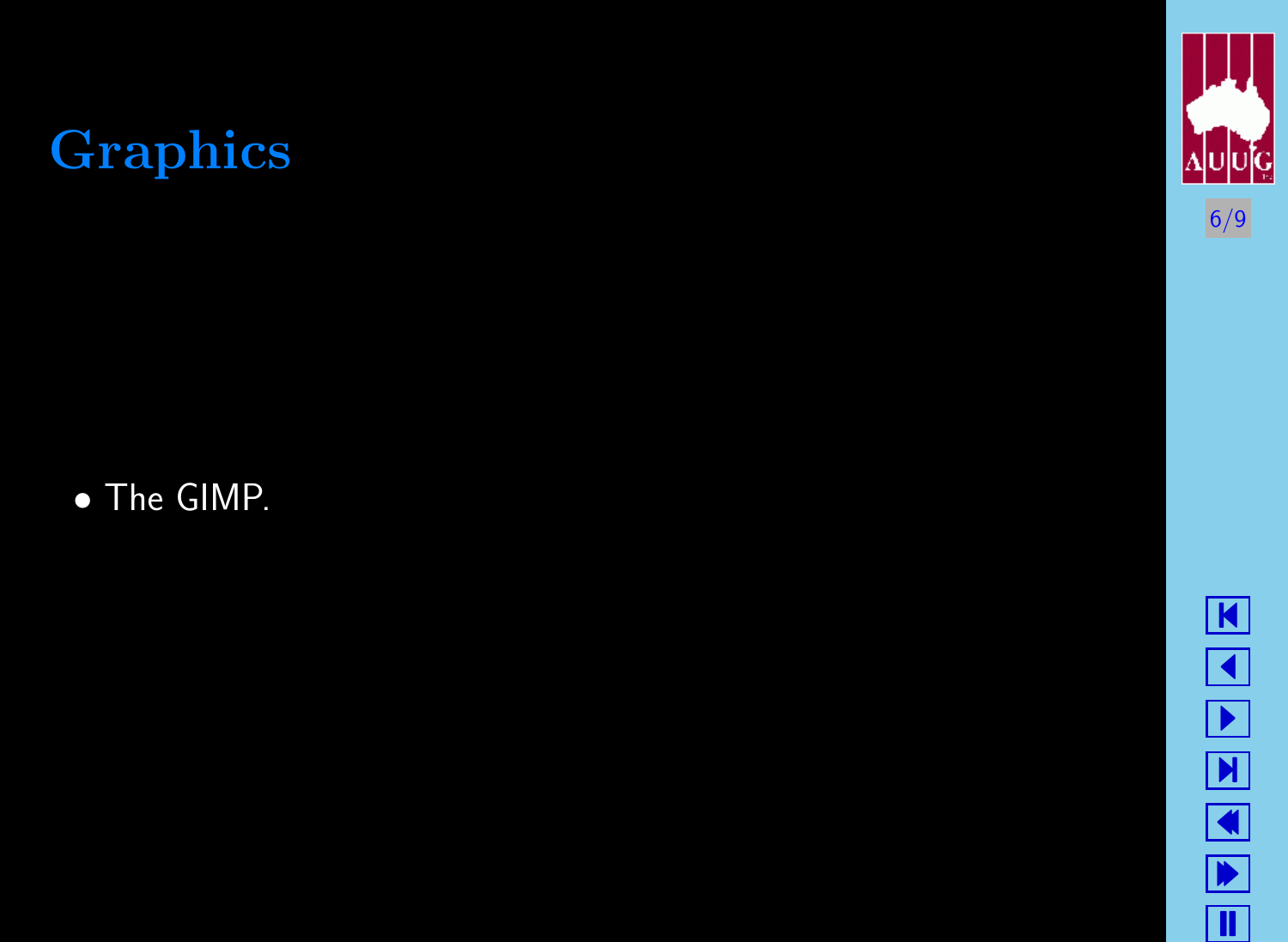# Graphics

- The GIMP.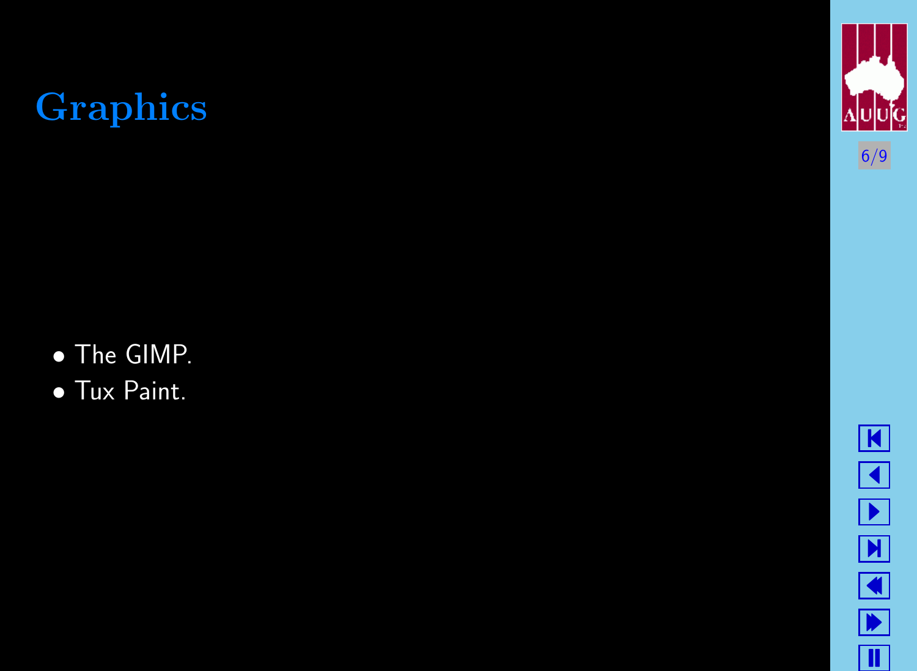# Graphics

- The GIMP.
- Tux Paint.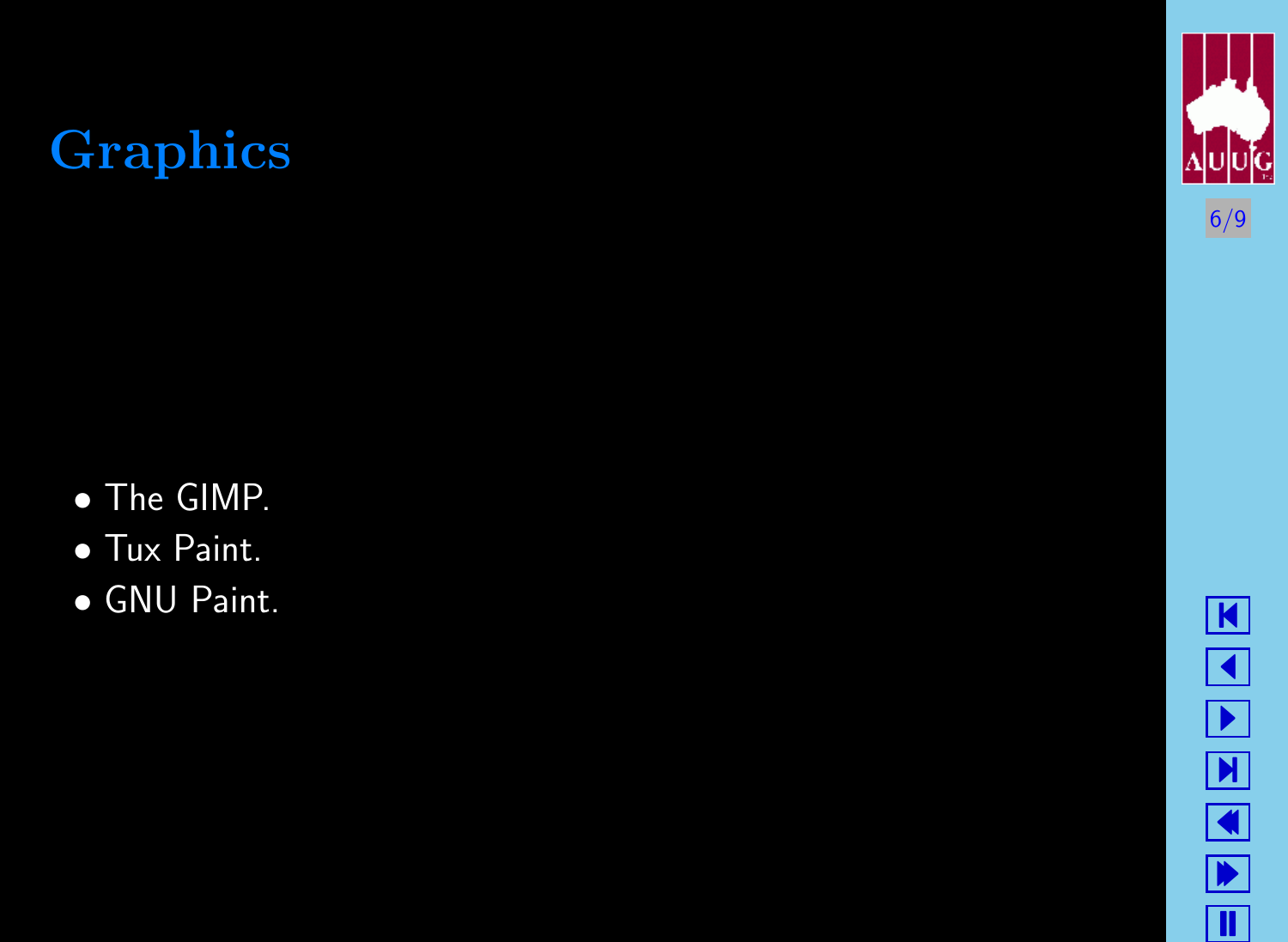# Graphics

- The GIMP.
- Tux Paint.
- GNU Paint.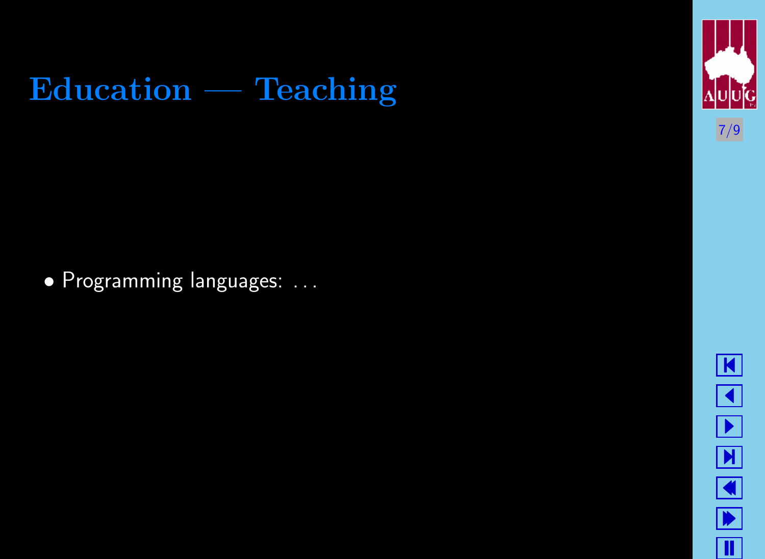# Education — Teaching

- Programming languages: ...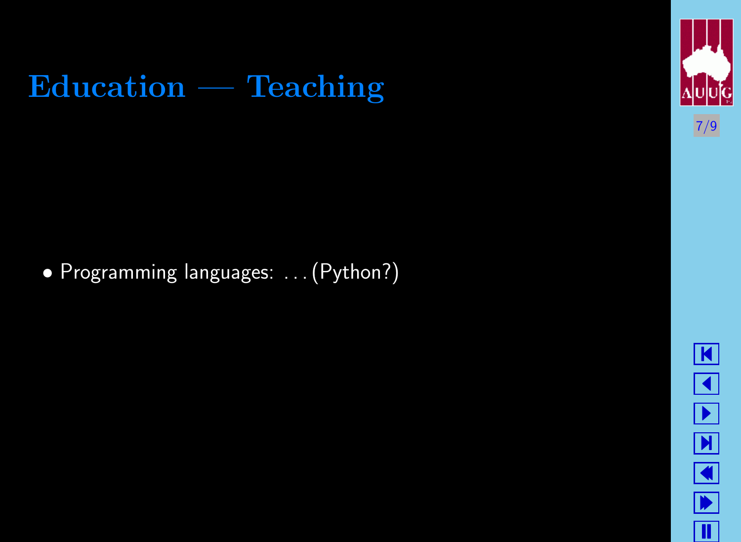# Education — Teaching

- Programming languages: . . . (Python?)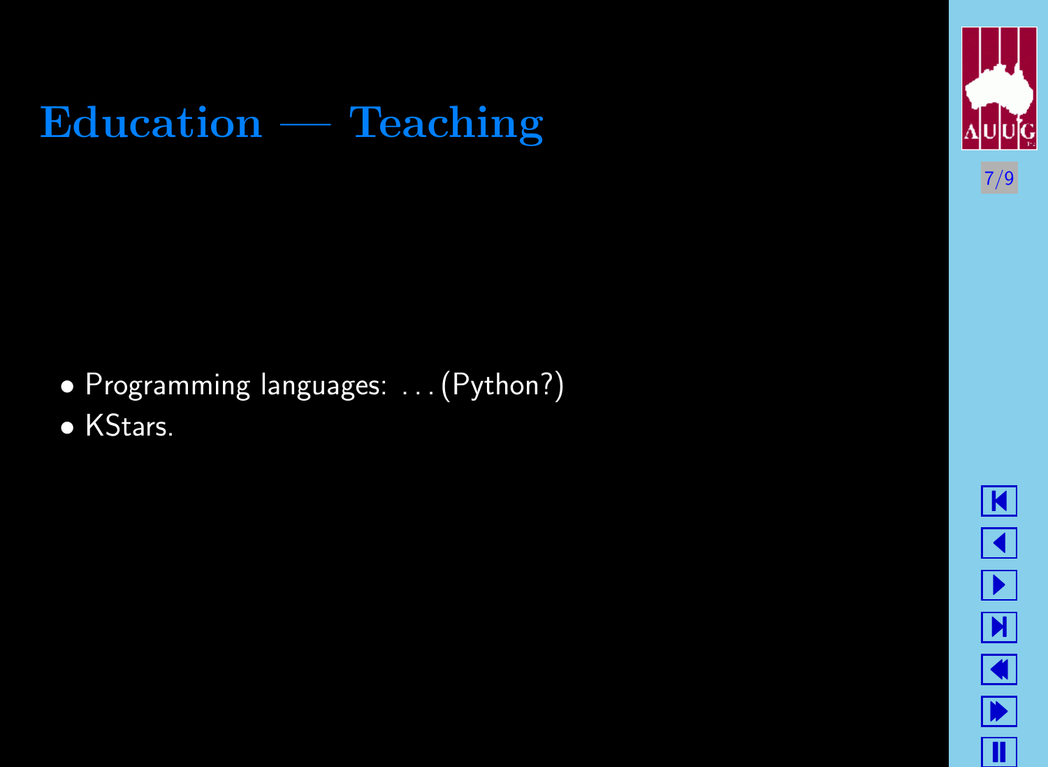# Education — Teaching

- Programming languages: . . . (Python?)
- KStars.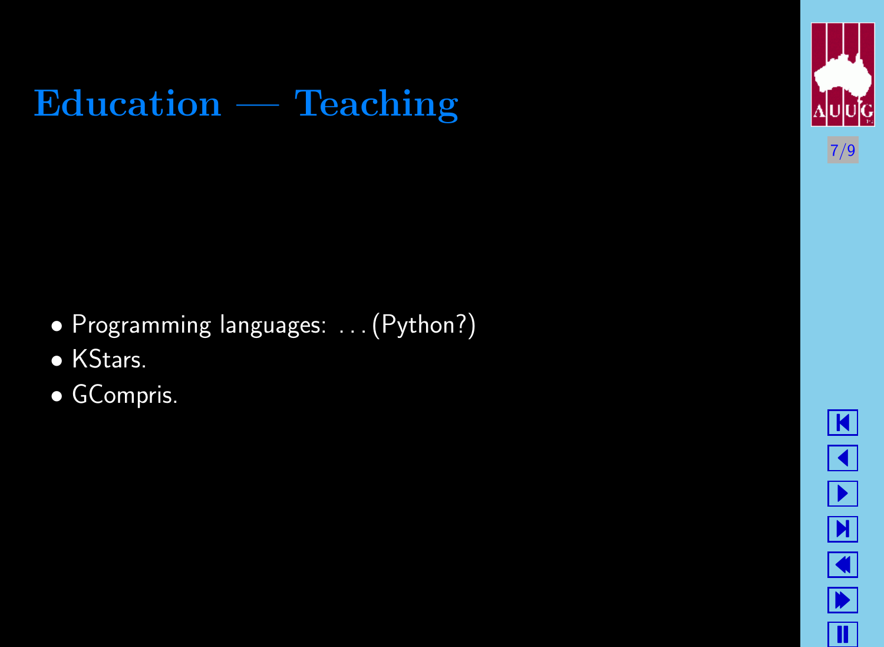# Education — Teaching

- Programming languages: . . . (Python?)
- KStars.
- GCompris.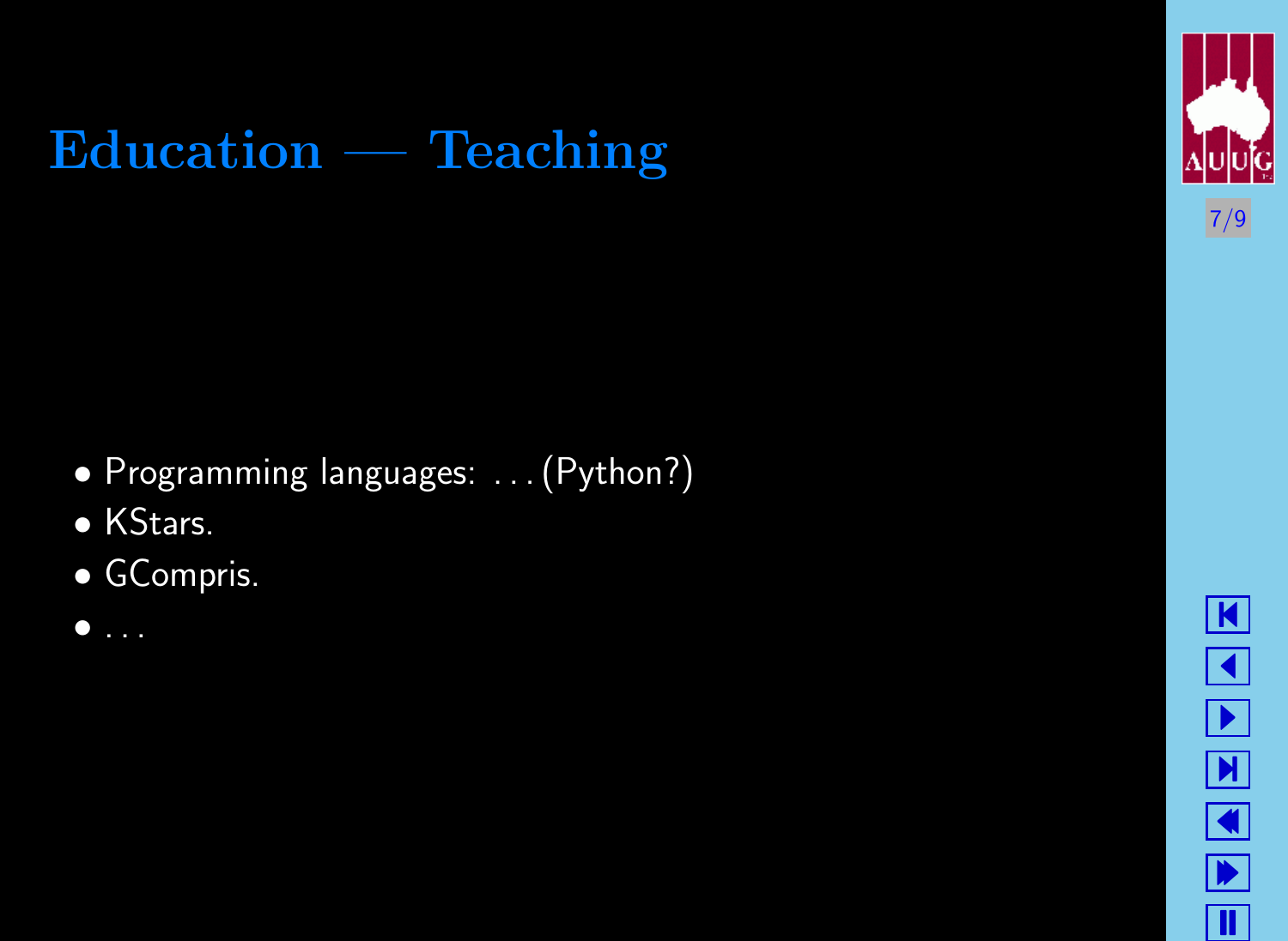# Education — Teaching

- Programming languages: . . . (Python?)
- KStars.
- GCompris.
- . . .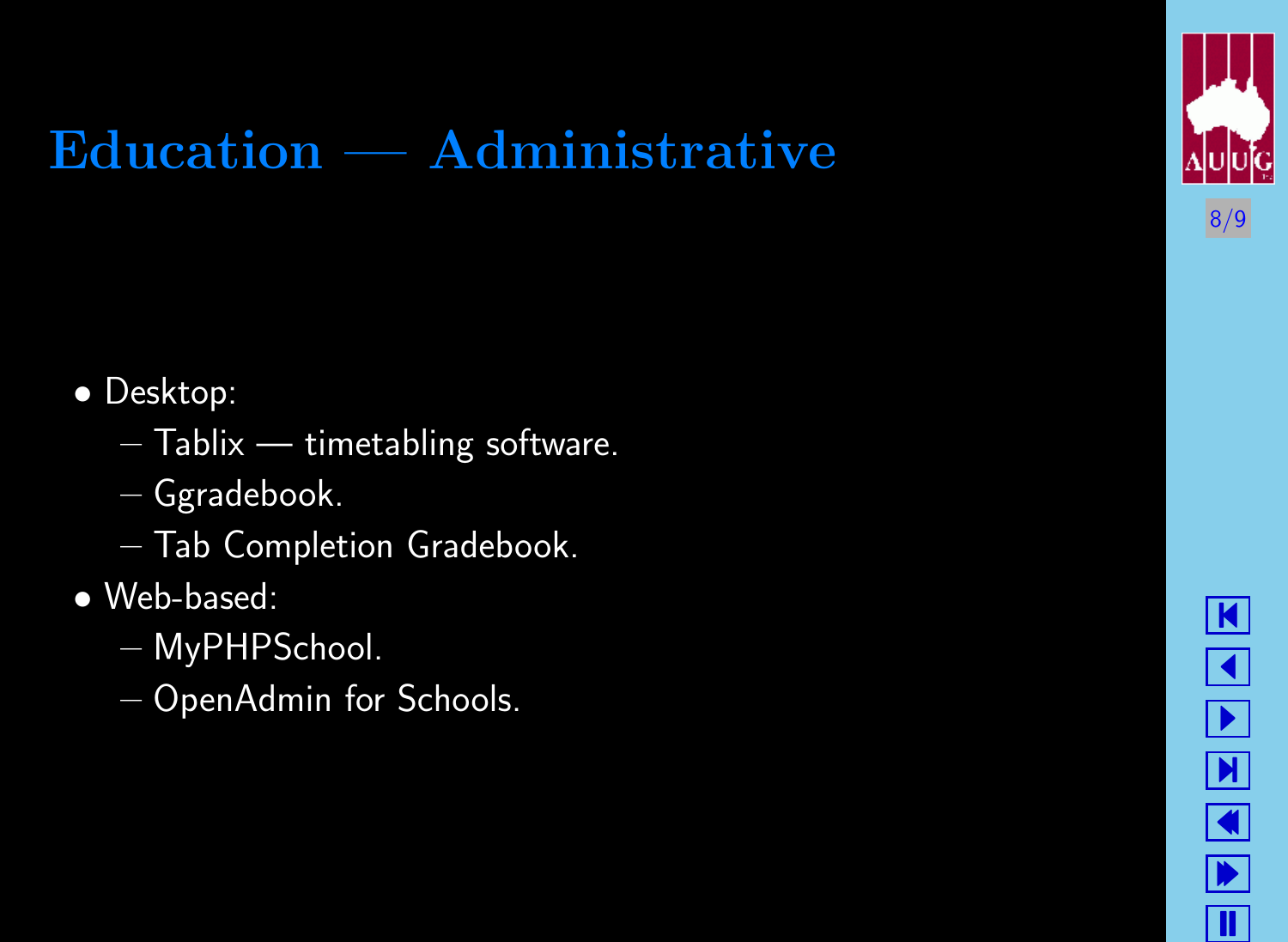# Education — Administrative

- Desktop:
  - Tablix — timetabling software.
  - Ggradebook.
  - Tab Completion Gradebook.
- Web-based:
  - MyPHPSchool.
  - OpenAdmin for Schools.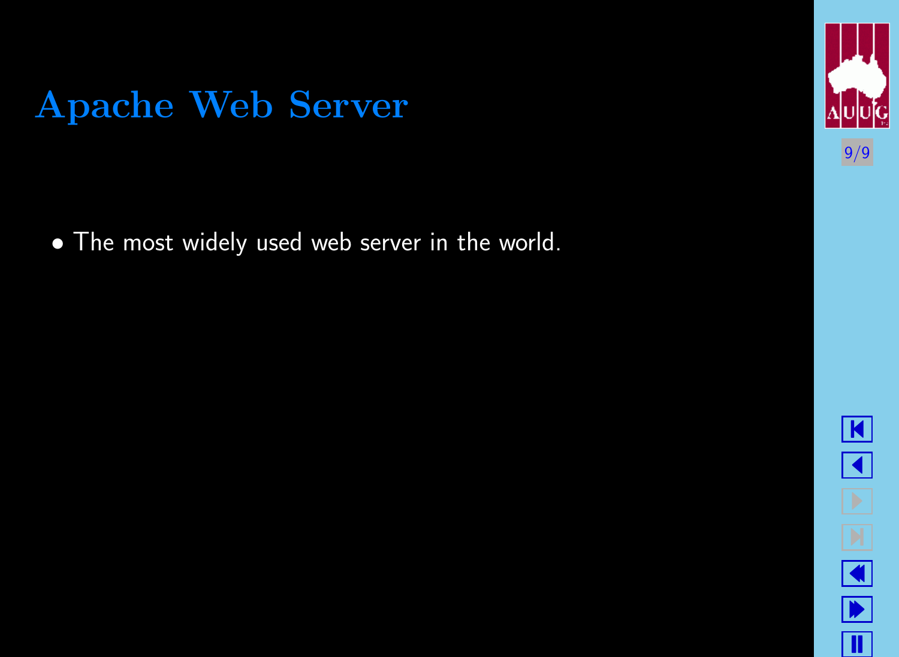# Apache Web Server

- The most widely used web server in the world.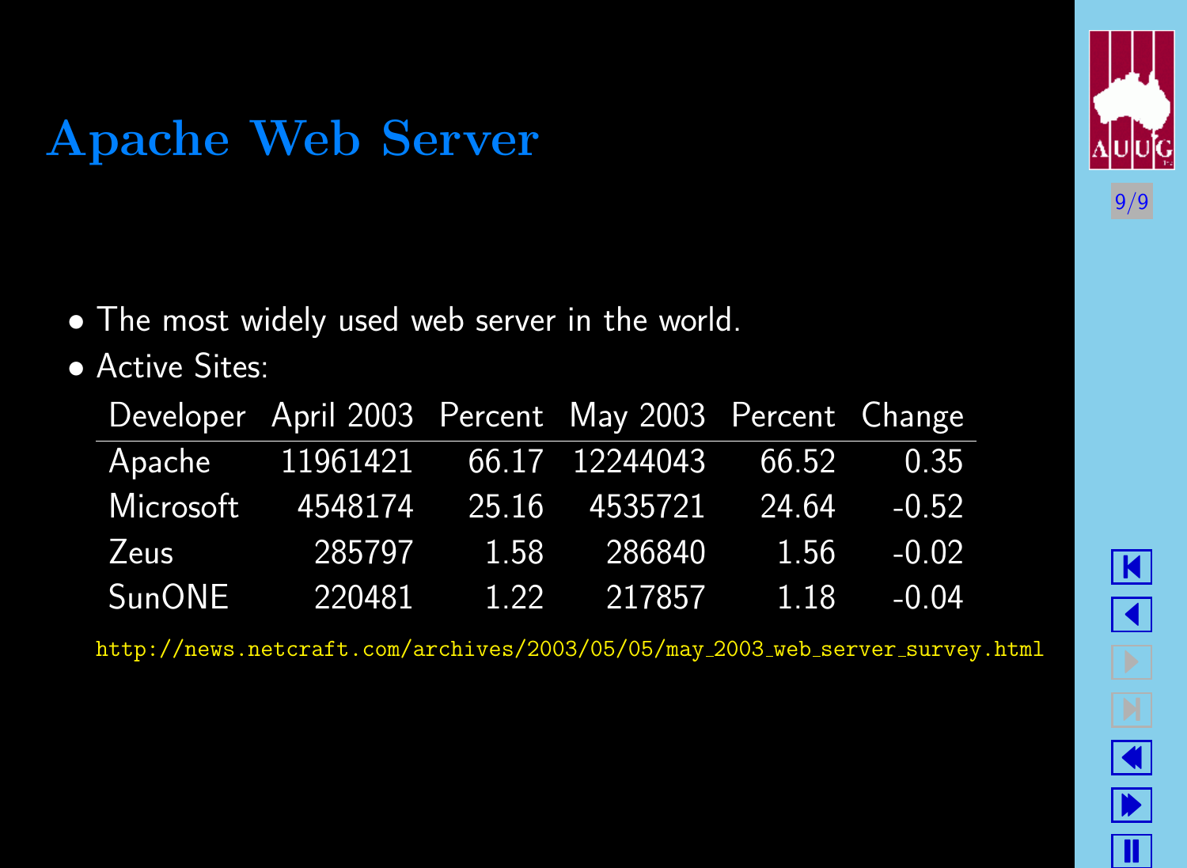# Apache Web Server

- The most widely used web server in the world.
- Active Sites:

| Developer | April 2003 | Percent | May 2003 | Percent | Change |
|---|---|---|---|---|---|
| Apache | 11961421 | 66.17 | 12244043 | 66.52 | 0.35 |
| Microsoft | 4548174 | 25.16 | 4535721 | 24.64 | -0.52 |
| Zeus | 285797 | 1.58 | 286840 | 1.56 | -0.02 |
| SunONE | 220481 | 1.22 | 217857 | 1.18 | -0.04 |

http://news.netcraft.com/archives/2003/05/05/may_2003_web_server_survey.html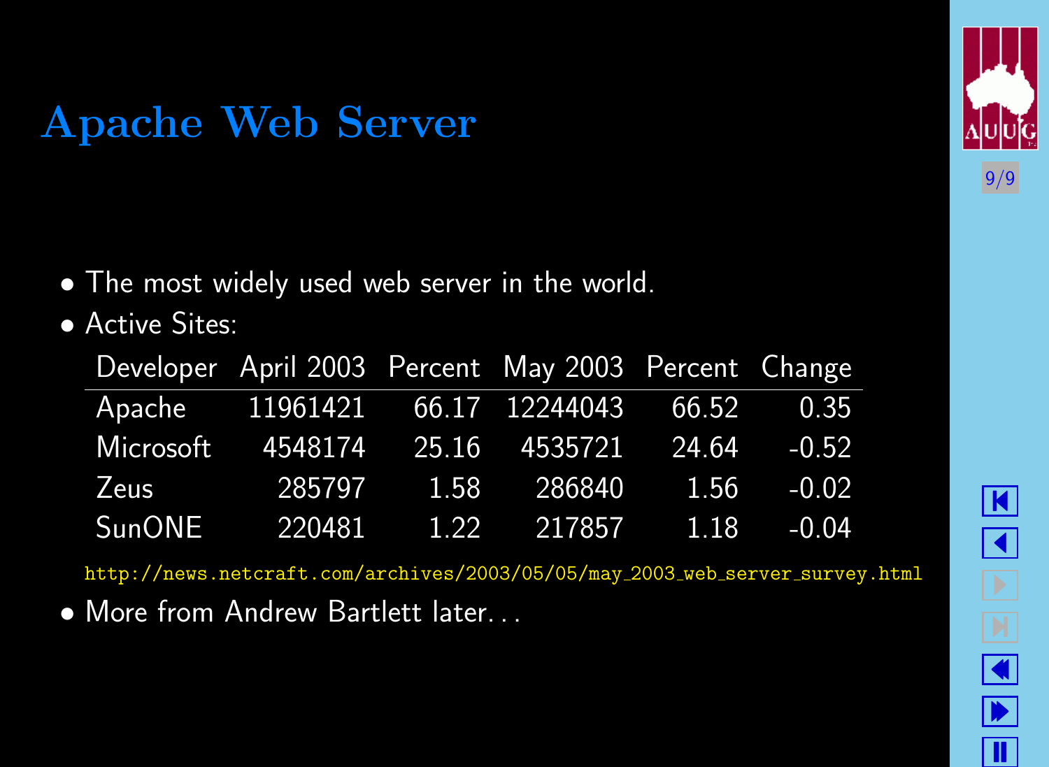# Apache Web Server

- The most widely used web server in the world.
- Active Sites:

| Developer | April 2003 | Percent | May 2003 | Percent | Change |
|---|---|---|---|---|---|
| Apache | 11961421 | 66.17 | 12244043 | 66.52 | 0.35 |
| Microsoft | 4548174 | 25.16 | 4535721 | 24.64 | -0.52 |
| Zeus | 285797 | 1.58 | 286840 | 1.56 | -0.02 |
| SunONE | 220481 | 1.22 | 217857 | 1.18 | -0.04 |

http://news.netcraft.com/archives/2003/05/05/may_2003_web_server_survey.html

- More from Andrew Bartlett later...